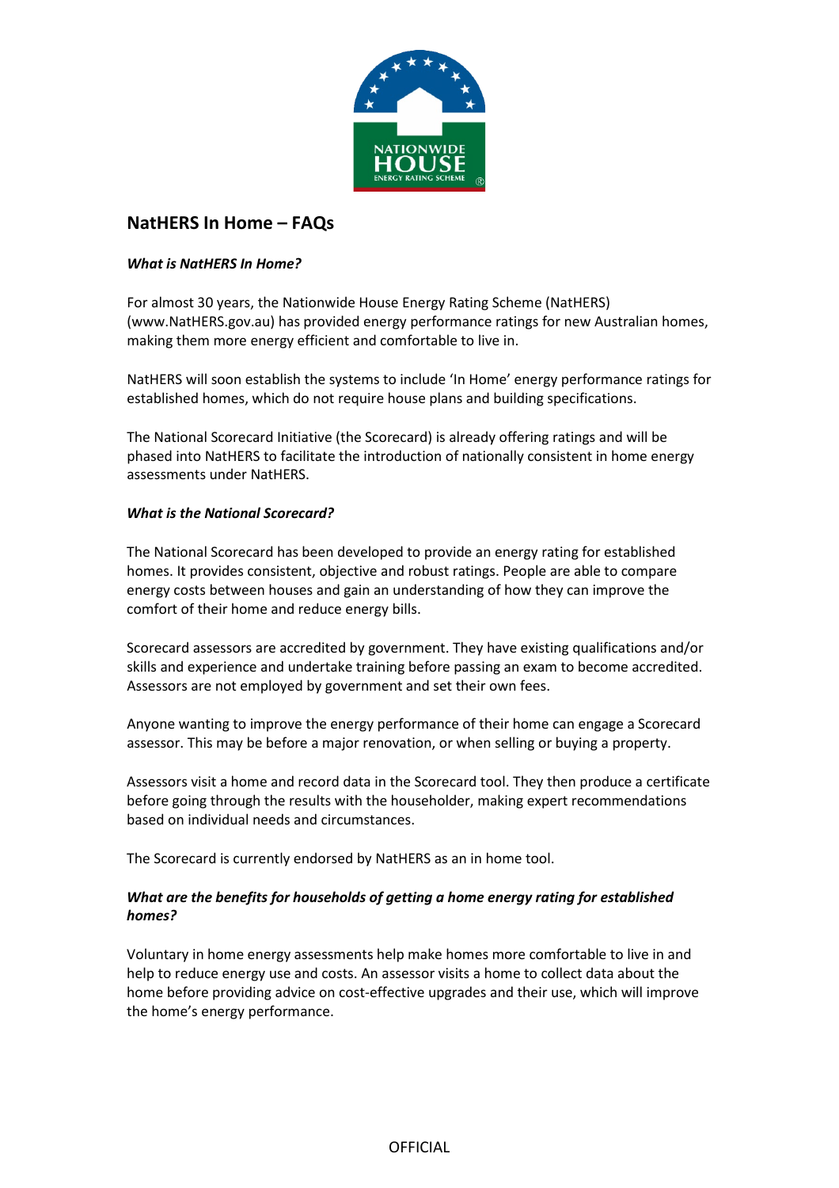# NatHERS In Home – FAQs

***What is NatHERS In Home?***

For almost 30 years, the Nationwide House Energy Rating Scheme (NatHERS) (www.NatHERS.gov.au) has provided energy performance ratings for new Australian homes, making them more energy efficient and comfortable to live in.

NatHERS will soon establish the systems to include 'In Home' energy performance ratings for established homes, which do not require house plans and building specifications.

The National Scorecard Initiative (the Scorecard) is already offering ratings and will be phased into NatHERS to facilitate the introduction of nationally consistent in home energy assessments under NatHERS.

***What is the National Scorecard?***

The National Scorecard has been developed to provide an energy rating for established homes. It provides consistent, objective and robust ratings. People are able to compare energy costs between houses and gain an understanding of how they can improve the comfort of their home and reduce energy bills.

Scorecard assessors are accredited by government. They have existing qualifications and/or skills and experience and undertake training before passing an exam to become accredited. Assessors are not employed by government and set their own fees.

Anyone wanting to improve the energy performance of their home can engage a Scorecard assessor. This may be before a major renovation, or when selling or buying a property.

Assessors visit a home and record data in the Scorecard tool. They then produce a certificate before going through the results with the householder, making expert recommendations based on individual needs and circumstances.

The Scorecard is currently endorsed by NatHERS as an in home tool.

***What are the benefits for households of getting a home energy rating for established homes?***

Voluntary in home energy assessments help make homes more comfortable to live in and help to reduce energy use and costs. An assessor visits a home to collect data about the home before providing advice on cost-effective upgrades and their use, which will improve the home's energy performance.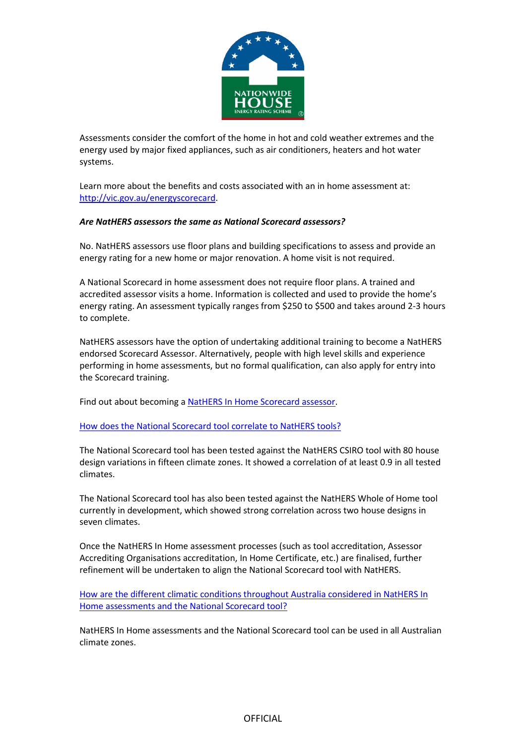Assessments consider the comfort of the home in hot and cold weather extremes and the energy used by major fixed appliances, such as air conditioners, heaters and hot water systems.

Learn more about the benefits and costs associated with an in home assessment at: [http://vic.gov.au/energyscorecard](http://vic.gov.au/energyscorecard).

***Are NatHERS assessors the same as National Scorecard assessors?***

No. NatHERS assessors use floor plans and building specifications to assess and provide an energy rating for a new home or major renovation. A home visit is not required.

A National Scorecard in home assessment does not require floor plans. A trained and accredited assessor visits a home. Information is collected and used to provide the home's energy rating. An assessment typically ranges from $250 to $500 and takes around 2-3 hours to complete.

NatHERS assessors have the option of undertaking additional training to become a NatHERS endorsed Scorecard Assessor. Alternatively, people with high level skills and experience performing in home assessments, but no formal qualification, can also apply for entry into the Scorecard training.

Find out about becoming a NatHERS In Home Scorecard assessor.

How does the National Scorecard tool correlate to NatHERS tools?

The National Scorecard tool has been tested against the NatHERS CSIRO tool with 80 house design variations in fifteen climate zones. It showed a correlation of at least 0.9 in all tested climates.

The National Scorecard tool has also been tested against the NatHERS Whole of Home tool currently in development, which showed strong correlation across two house designs in seven climates.

Once the NatHERS In Home assessment processes (such as tool accreditation, Assessor Accrediting Organisations accreditation, In Home Certificate, etc.) are finalised, further refinement will be undertaken to align the National Scorecard tool with NatHERS.

How are the different climatic conditions throughout Australia considered in NatHERS In Home assessments and the National Scorecard tool?

NatHERS In Home assessments and the National Scorecard tool can be used in all Australian climate zones.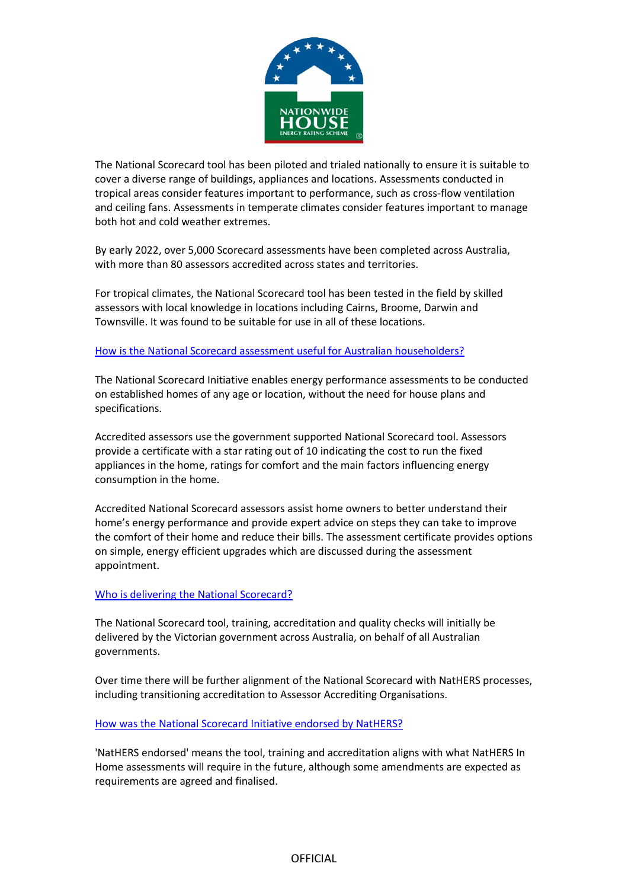The National Scorecard tool has been piloted and trialed nationally to ensure it is suitable to cover a diverse range of buildings, appliances and locations. Assessments conducted in tropical areas consider features important to performance, such as cross-flow ventilation and ceiling fans. Assessments in temperate climates consider features important to manage both hot and cold weather extremes.

By early 2022, over 5,000 Scorecard assessments have been completed across Australia, with more than 80 assessors accredited across states and territories.

For tropical climates, the National Scorecard tool has been tested in the field by skilled assessors with local knowledge in locations including Cairns, Broome, Darwin and Townsville. It was found to be suitable for use in all of these locations.

## How is the National Scorecard assessment useful for Australian householders?

The National Scorecard Initiative enables energy performance assessments to be conducted on established homes of any age or location, without the need for house plans and specifications.

Accredited assessors use the government supported National Scorecard tool. Assessors provide a certificate with a star rating out of 10 indicating the cost to run the fixed appliances in the home, ratings for comfort and the main factors influencing energy consumption in the home.

Accredited National Scorecard assessors assist home owners to better understand their home's energy performance and provide expert advice on steps they can take to improve the comfort of their home and reduce their bills. The assessment certificate provides options on simple, energy efficient upgrades which are discussed during the assessment appointment.

## Who is delivering the National Scorecard?

The National Scorecard tool, training, accreditation and quality checks will initially be delivered by the Victorian government across Australia, on behalf of all Australian governments.

Over time there will be further alignment of the National Scorecard with NatHERS processes, including transitioning accreditation to Assessor Accrediting Organisations.

## How was the National Scorecard Initiative endorsed by NatHERS?

'NatHERS endorsed' means the tool, training and accreditation aligns with what NatHERS In Home assessments will require in the future, although some amendments are expected as requirements are agreed and finalised.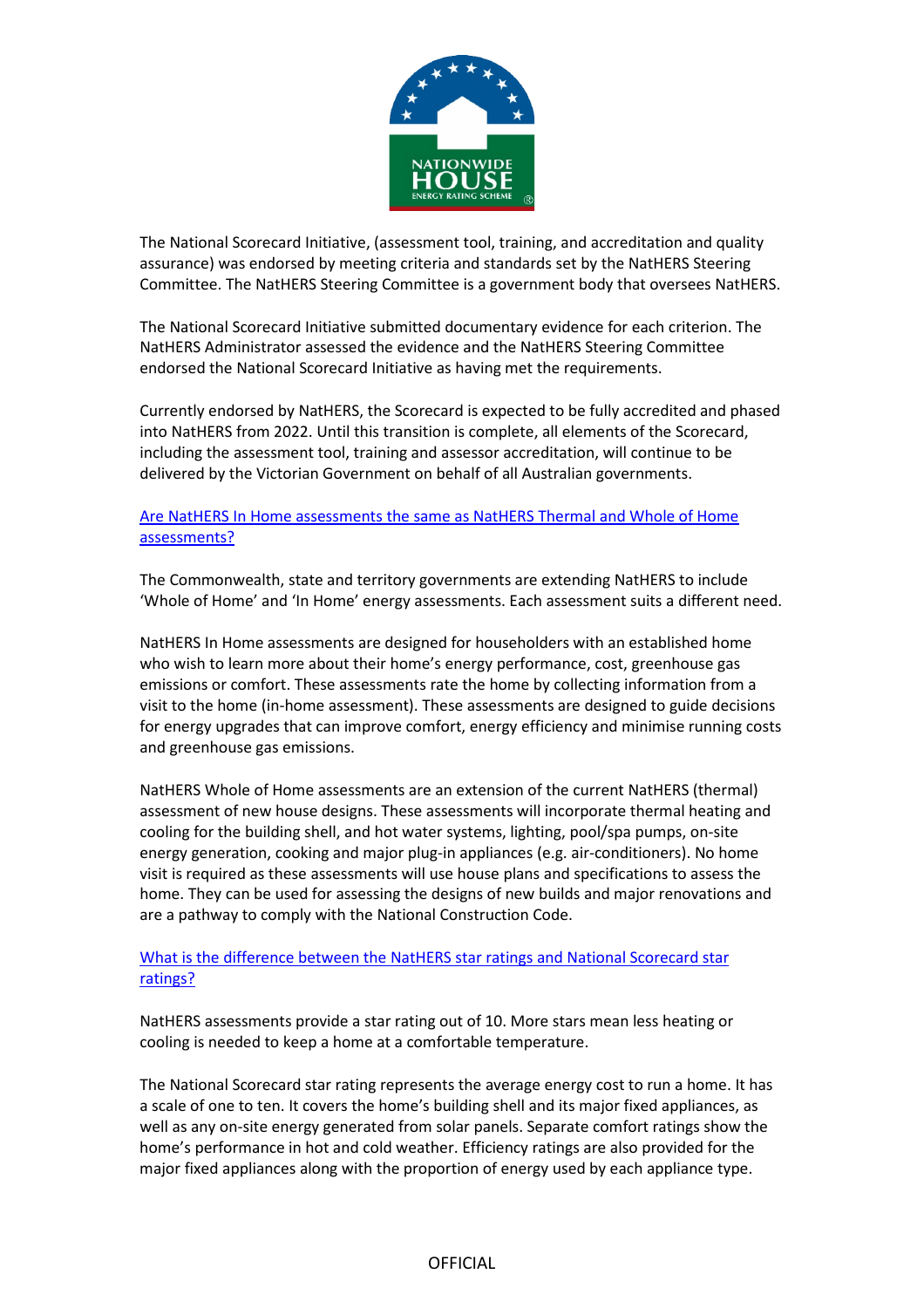The National Scorecard Initiative, (assessment tool, training, and accreditation and quality assurance) was endorsed by meeting criteria and standards set by the NatHERS Steering Committee. The NatHERS Steering Committee is a government body that oversees NatHERS.

The National Scorecard Initiative submitted documentary evidence for each criterion. The NatHERS Administrator assessed the evidence and the NatHERS Steering Committee endorsed the National Scorecard Initiative as having met the requirements.

Currently endorsed by NatHERS, the Scorecard is expected to be fully accredited and phased into NatHERS from 2022. Until this transition is complete, all elements of the Scorecard, including the assessment tool, training and assessor accreditation, will continue to be delivered by the Victorian Government on behalf of all Australian governments.

## Are NatHERS In Home assessments the same as NatHERS Thermal and Whole of Home assessments?

The Commonwealth, state and territory governments are extending NatHERS to include 'Whole of Home' and 'In Home' energy assessments. Each assessment suits a different need.

NatHERS In Home assessments are designed for householders with an established home who wish to learn more about their home's energy performance, cost, greenhouse gas emissions or comfort. These assessments rate the home by collecting information from a visit to the home (in-home assessment). These assessments are designed to guide decisions for energy upgrades that can improve comfort, energy efficiency and minimise running costs and greenhouse gas emissions.

NatHERS Whole of Home assessments are an extension of the current NatHERS (thermal) assessment of new house designs. These assessments will incorporate thermal heating and cooling for the building shell, and hot water systems, lighting, pool/spa pumps, on-site energy generation, cooking and major plug-in appliances (e.g. air-conditioners). No home visit is required as these assessments will use house plans and specifications to assess the home. They can be used for assessing the designs of new builds and major renovations and are a pathway to comply with the National Construction Code.

## What is the difference between the NatHERS star ratings and National Scorecard star ratings?

NatHERS assessments provide a star rating out of 10. More stars mean less heating or cooling is needed to keep a home at a comfortable temperature.

The National Scorecard star rating represents the average energy cost to run a home. It has a scale of one to ten. It covers the home's building shell and its major fixed appliances, as well as any on-site energy generated from solar panels. Separate comfort ratings show the home's performance in hot and cold weather. Efficiency ratings are also provided for the major fixed appliances along with the proportion of energy used by each appliance type.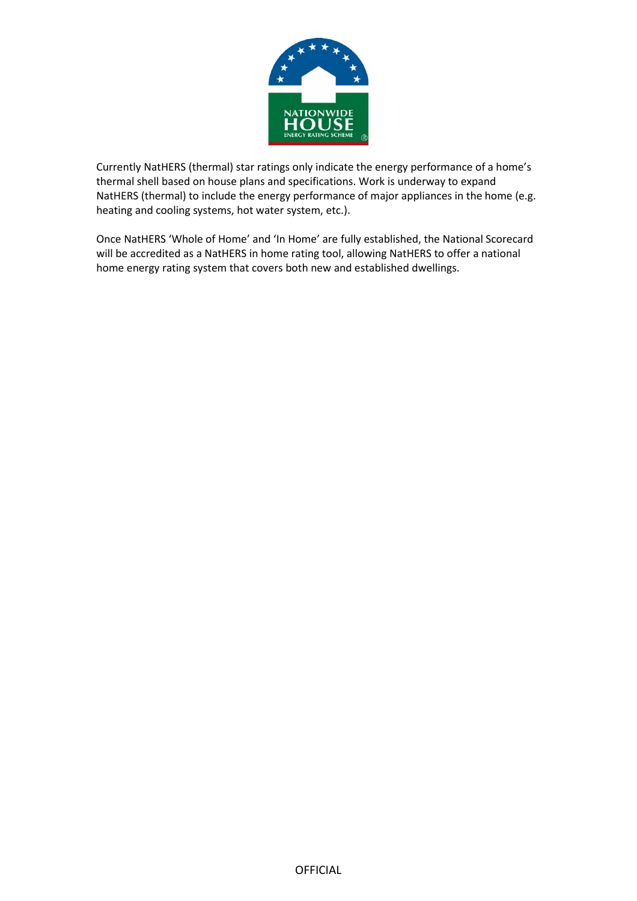Currently NatHERS (thermal) star ratings only indicate the energy performance of a home's thermal shell based on house plans and specifications. Work is underway to expand NatHERS (thermal) to include the energy performance of major appliances in the home (e.g. heating and cooling systems, hot water system, etc.).

Once NatHERS 'Whole of Home' and 'In Home' are fully established, the National Scorecard will be accredited as a NatHERS in home rating tool, allowing NatHERS to offer a national home energy rating system that covers both new and established dwellings.